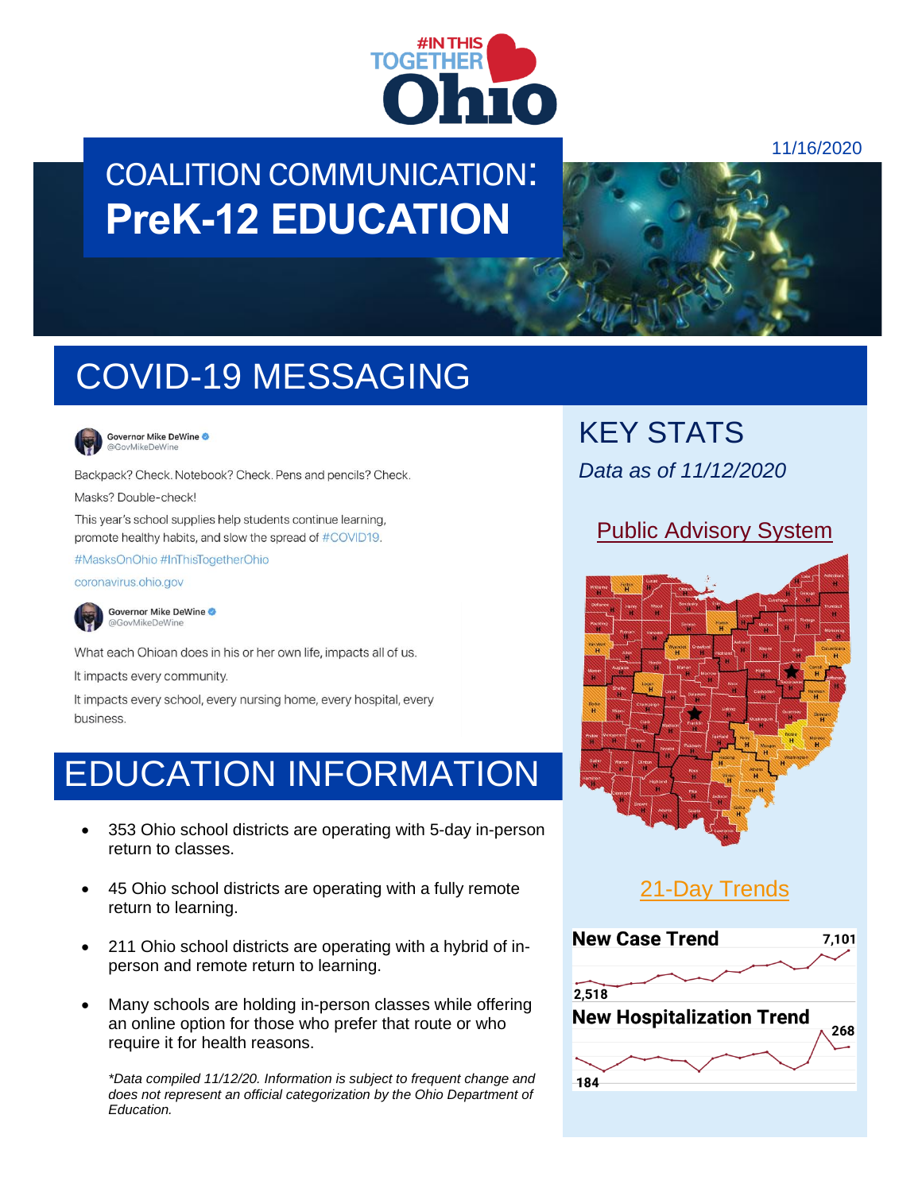#InThisTogether Ohio

11/16/2020

# COALITION COMMUNICATION: PreK-12 EDUCATION

## COVID-19 MESSAGING

Governor Mike DeWine
@GovMikeDeWine

Backpack? Check. Notebook? Check. Pens and pencils? Check.

Masks? Double-check!

This year's school supplies help students continue learning, promote healthy habits, and slow the spread of #COVID19.

#MasksOnOhio #InThisTogetherOhio

coronavirus.ohio.gov

Governor Mike DeWine
@GovMikeDeWine

What each Ohioan does in his or her own life, impacts all of us.

It impacts every community.

It impacts every school, every nursing home, every hospital, every business.

## EDUCATION INFORMATION

- 353 Ohio school districts are operating with 5-day in-person return to classes.
- 45 Ohio school districts are operating with a fully remote return to learning.
- 211 Ohio school districts are operating with a hybrid of in-person and remote return to learning.
- Many schools are holding in-person classes while offering an online option for those who prefer that route or who require it for health reasons.

*\*Data compiled 11/12/20. Information is subject to frequent change and does not represent an official categorization by the Ohio Department of Education.*

## KEY STATS

*Data as of 11/12/2020*

### Public Advisory System

### 21-Day Trends

**New Case Trend**: 2,518 – 7,101

**New Hospitalization Trend**: 184 – 268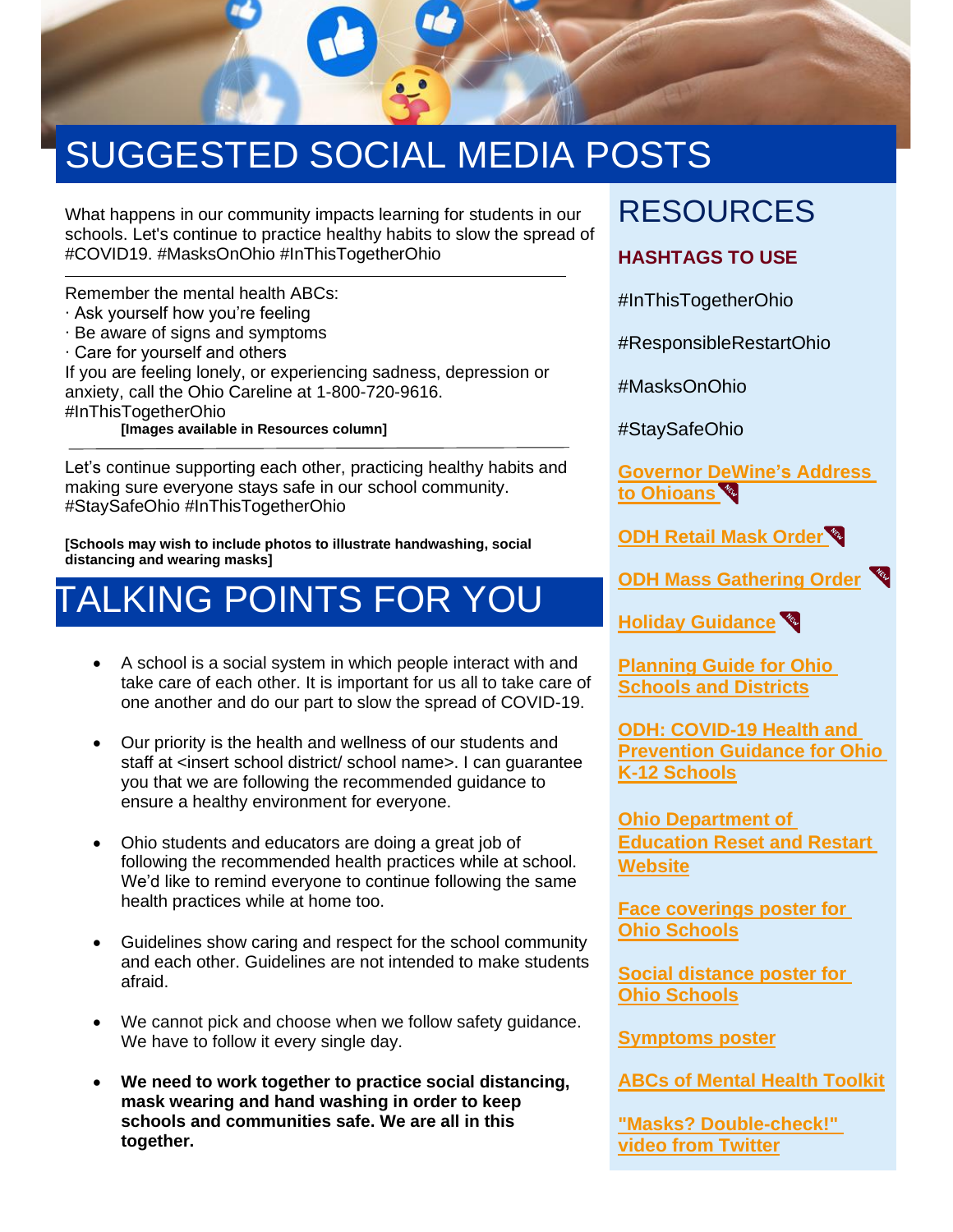# SUGGESTED SOCIAL MEDIA POSTS

What happens in our community impacts learning for students in our schools. Let's continue to practice healthy habits to slow the spread of #COVID19. #MasksOnOhio #InThisTogetherOhio

---

Remember the mental health ABCs:
· Ask yourself how you're feeling
· Be aware of signs and symptoms
· Care for yourself and others
If you are feeling lonely, or experiencing sadness, depression or anxiety, call the Ohio Careline at 1-800-720-9616.
#InThisTogetherOhio

**[Images available in Resources column]**

---

Let's continue supporting each other, practicing healthy habits and making sure everyone stays safe in our school community. #StaySafeOhio #InThisTogetherOhio

**[Schools may wish to include photos to illustrate handwashing, social distancing and wearing masks]**

# TALKING POINTS FOR YOU

- A school is a social system in which people interact with and take care of each other. It is important for us all to take care of one another and do our part to slow the spread of COVID-19.
- Our priority is the health and wellness of our students and staff at <insert school district/ school name>. I can guarantee you that we are following the recommended guidance to ensure a healthy environment for everyone.
- Ohio students and educators are doing a great job of following the recommended health practices while at school. We'd like to remind everyone to continue following the same health practices while at home too.
- Guidelines show caring and respect for the school community and each other. Guidelines are not intended to make students afraid.
- We cannot pick and choose when we follow safety guidance. We have to follow it every single day.
- **We need to work together to practice social distancing, mask wearing and hand washing in order to keep schools and communities safe. We are all in this together.**

# RESOURCES

## HASHTAGS TO USE

#InThisTogetherOhio

#ResponsibleRestartOhio

#MasksOnOhio

#StaySafeOhio

**Governor DeWine's Address to Ohioans** (NEW)

**ODH Retail Mask Order** (NEW)

**ODH Mass Gathering Order** (NEW)

**Holiday Guidance** (NEW)

**Planning Guide for Ohio Schools and Districts**

**ODH: COVID-19 Health and Prevention Guidance for Ohio K-12 Schools**

**Ohio Department of Education Reset and Restart Website**

**Face coverings poster for Ohio Schools**

**Social distance poster for Ohio Schools**

**Symptoms poster**

**ABCs of Mental Health Toolkit**

**"Masks? Double-check!" video from Twitter**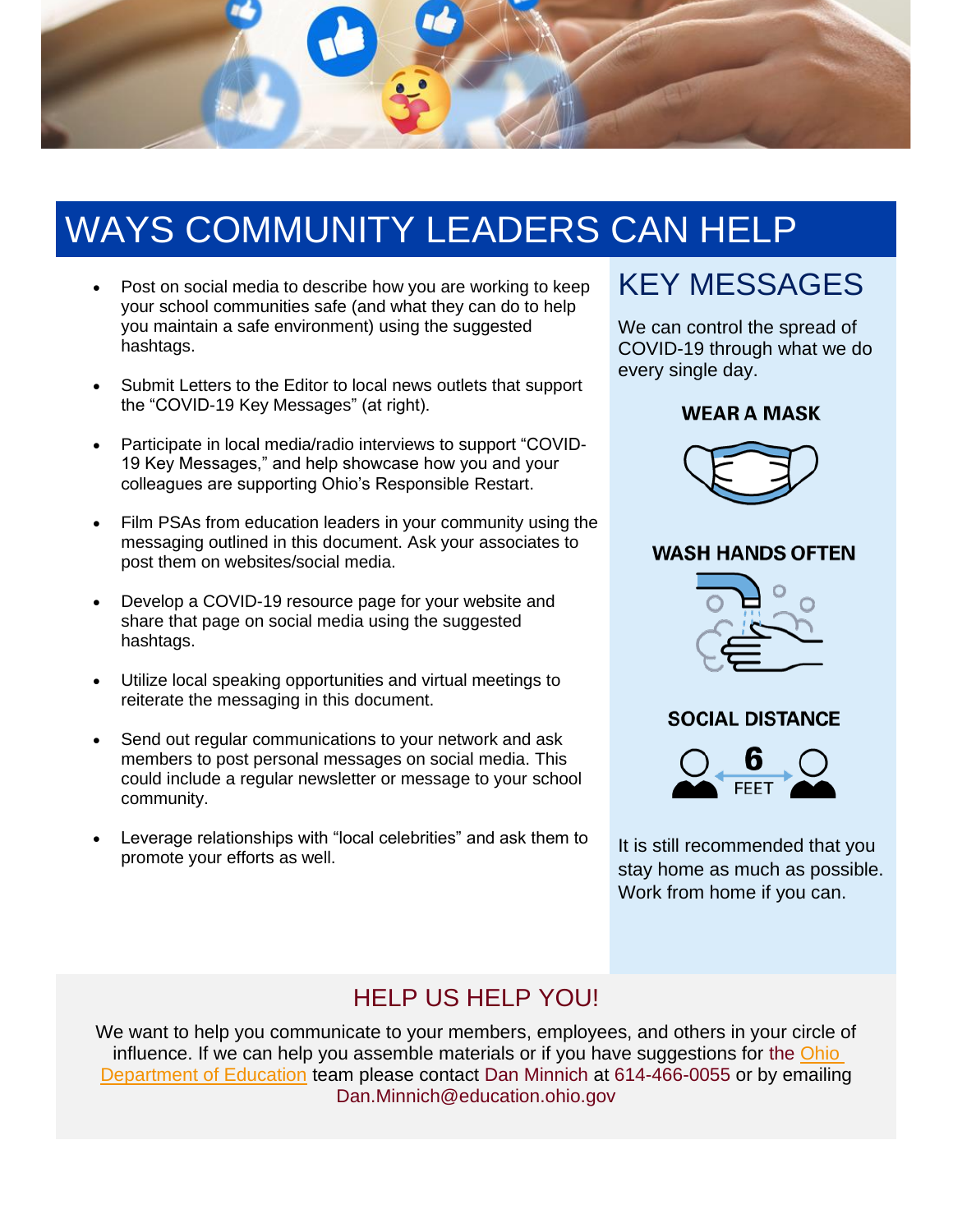# WAYS COMMUNITY LEADERS CAN HELP

- Post on social media to describe how you are working to keep your school communities safe (and what they can do to help you maintain a safe environment) using the suggested hashtags.
- Submit Letters to the Editor to local news outlets that support the "COVID-19 Key Messages" (at right).
- Participate in local media/radio interviews to support "COVID-19 Key Messages," and help showcase how you and your colleagues are supporting Ohio's Responsible Restart.
- Film PSAs from education leaders in your community using the messaging outlined in this document. Ask your associates to post them on websites/social media.
- Develop a COVID-19 resource page for your website and share that page on social media using the suggested hashtags.
- Utilize local speaking opportunities and virtual meetings to reiterate the messaging in this document.
- Send out regular communications to your network and ask members to post personal messages on social media. This could include a regular newsletter or message to your school community.
- Leverage relationships with "local celebrities" and ask them to promote your efforts as well.

## KEY MESSAGES

We can control the spread of COVID-19 through what we do every single day.

**WEAR A MASK**

**WASH HANDS OFTEN**

**SOCIAL DISTANCE**

6 FEET

It is still recommended that you stay home as much as possible. Work from home if you can.

## HELP US HELP YOU!

We want to help you communicate to your members, employees, and others in your circle of influence. If we can help you assemble materials or if you have suggestions for the Ohio Department of Education team please contact Dan Minnich at 614-466-0055 or by emailing Dan.Minnich@education.ohio.gov